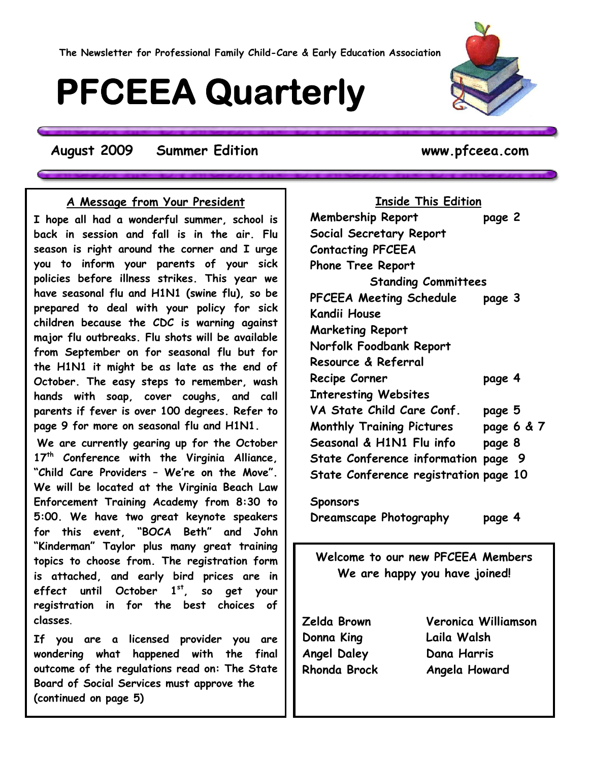The Newsletter for Professional Family Child-Care & Early Education Association

# PFCEEA Quarterly

**August 2009 Summer Edition** **www.pfceea.com**

## A Message from Your President

**I hope all had a wonderful summer, school is back in session and fall is in the air. Flu season is right around the corner and I urge you to inform your parents of your sick policies before illness strikes. This year we have seasonal flu and H1N1 (swine flu), so be prepared to deal with your policy for sick children because the CDC is warning against major flu outbreaks. Flu shots will be available from September on for seasonal flu but for the H1N1 it might be as late as the end of October. The easy steps to remember, wash hands with soap, cover coughs, and call parents if fever is over 100 degrees. Refer to page 9 for more on seasonal flu and H1N1.**

**We are currently gearing up for the October 17th Conference with the Virginia Alliance, "Child Care Providers – We're on the Move". We will be located at the Virginia Beach Law Enforcement Training Academy from 8:30 to 5:00. We have two great keynote speakers for this event, "BOCA Beth" and John "Kinderman" Taylor plus many great training topics to choose from. The registration form is attached, and early bird prices are in effect until October 1st, so get your registration in for the best choices of classes.**

**If you are a licensed provider you are wondering what happened with the final outcome of the regulations read on: The State Board of Social Services must approve the (continued on page 5)**

## Inside This Edition

| | |
|---|---|
| Membership Report | page 2 |
| Social Secretary Report | |
| Contacting PFCEEA | |
| Phone Tree Report | |
| Standing Committees | |
| PFCEEA Meeting Schedule | page 3 |
| Kandii House | |
| Marketing Report | |
| Norfolk Foodbank Report | |
| Resource & Referral | |
| Recipe Corner | page 4 |
| Interesting Websites | |
| VA State Child Care Conf. | page 5 |
| Monthly Training Pictures | page 6 & 7 |
| Seasonal & H1N1 Flu info | page 8 |
| State Conference information | page 9 |
| State Conference registration | page 10 |
| | |
| Sponsors | |
| Dreamscape Photography | page 4 |

**Welcome to our new PFCEEA Members**
**We are happy you have joined!**

| | |
|---|---|
| Zelda Brown | Veronica Williamson |
| Donna King | Laila Walsh |
| Angel Daley | Dana Harris |
| Rhonda Brock | Angela Howard |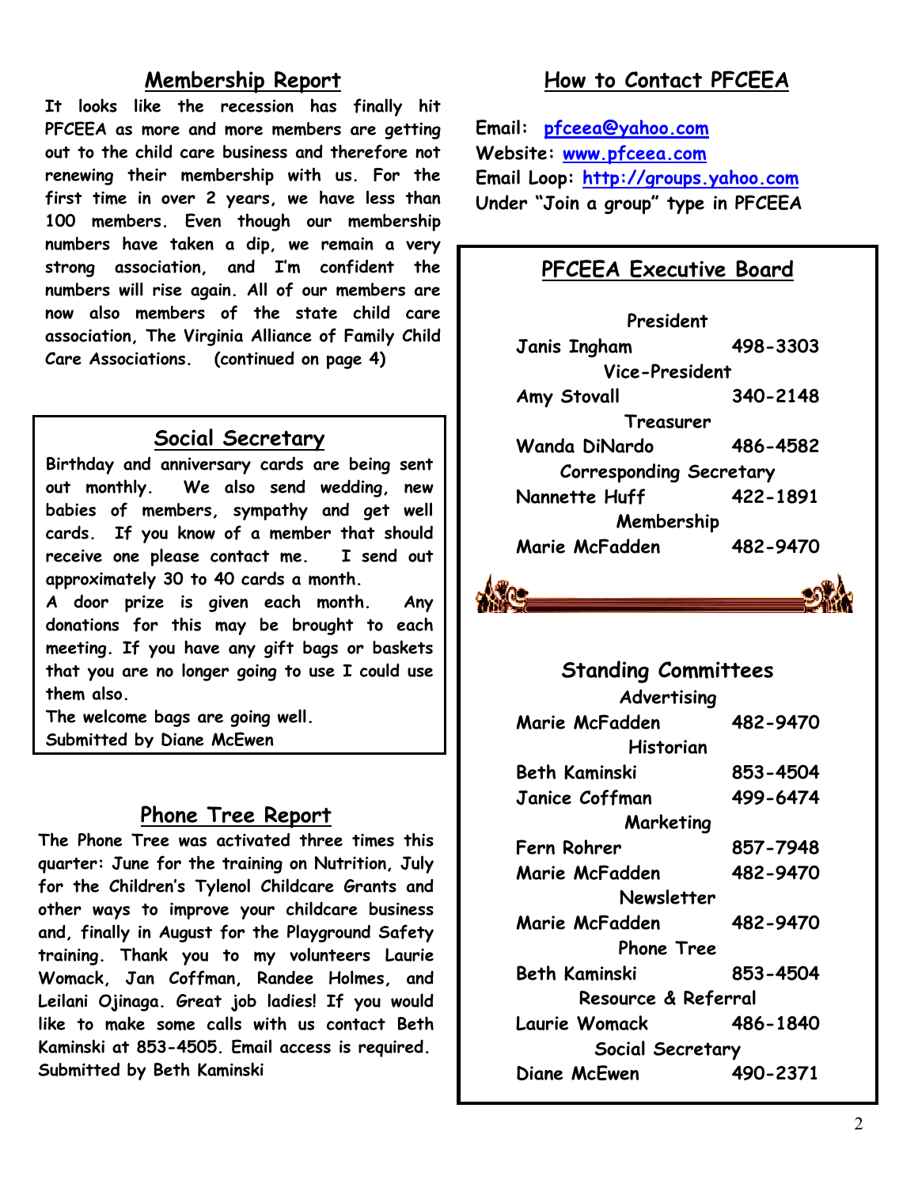## Membership Report

It looks like the recession has finally hit PFCEEA as more and more members are getting out to the child care business and therefore not renewing their membership with us. For the first time in over 2 years, we have less than 100 members. Even though our membership numbers have taken a dip, we remain a very strong association, and I'm confident the numbers will rise again. All of our members are now also members of the state child care association, The Virginia Alliance of Family Child Care Associations. (continued on page 4)

## Social Secretary

Birthday and anniversary cards are being sent out monthly. We also send wedding, new babies of members, sympathy and get well cards. If you know of a member that should receive one please contact me. I send out approximately 30 to 40 cards a month.

A door prize is given each month. Any donations for this may be brought to each meeting. If you have any gift bags or baskets that you are no longer going to use I could use them also.

The welcome bags are going well.

Submitted by Diane McEwen

## Phone Tree Report

The Phone Tree was activated three times this quarter: June for the training on Nutrition, July for the Children's Tylenol Childcare Grants and other ways to improve your childcare business and, finally in August for the Playground Safety training. Thank you to my volunteers Laurie Womack, Jan Coffman, Randee Holmes, and Leilani Ojinaga. Great job ladies! If you would like to make some calls with us contact Beth Kaminski at 853-4505. Email access is required.

Submitted by Beth Kaminski

## How to Contact PFCEEA

**Email:** pfceea@yahoo.com
**Website:** www.pfceea.com
**Email Loop:** http://groups.yahoo.com
Under "Join a group" type in PFCEEA

## PFCEEA Executive Board

**President**
Janis Ingham 498-3303

**Vice-President**
Amy Stovall 340-2148

**Treasurer**
Wanda DiNardo 486-4582

**Corresponding Secretary**
Nannette Huff 422-1891

**Membership**
Marie McFadden 482-9470

## Standing Committees

**Advertising**
Marie McFadden 482-9470

**Historian**
Beth Kaminski 853-4504
Janice Coffman 499-6474

**Marketing**
Fern Rohrer 857-7948
Marie McFadden 482-9470

**Newsletter**
Marie McFadden 482-9470

**Phone Tree**
Beth Kaminski 853-4504

**Resource & Referral**
Laurie Womack 486-1840

**Social Secretary**
Diane McEwen 490-2371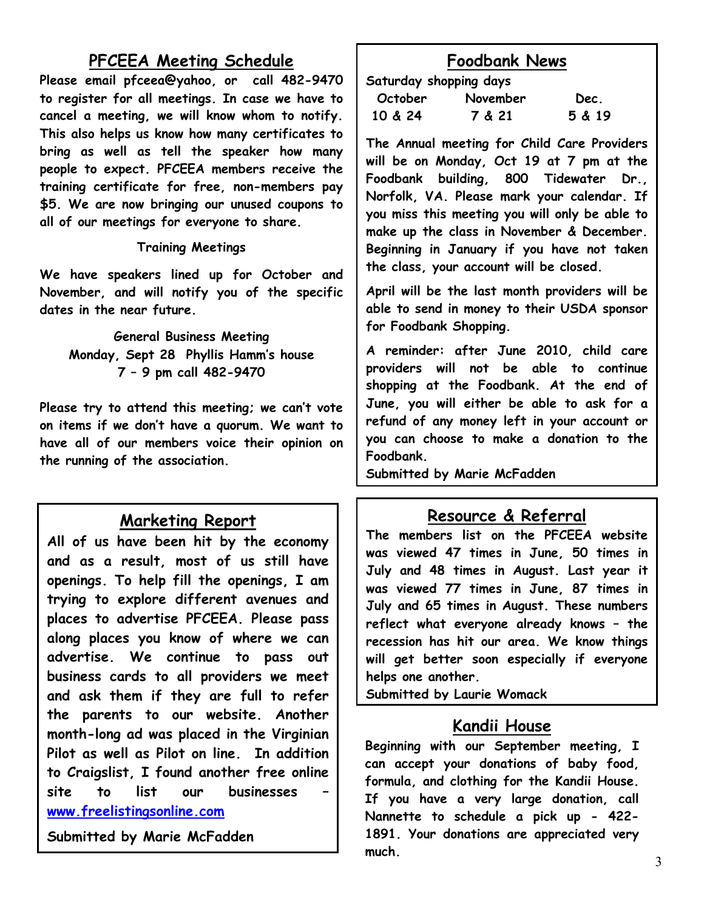## PFCEEA Meeting Schedule

**Please email pfceea@yahoo, or call 482-9470 to register for all meetings. In case we have to cancel a meeting, we will know whom to notify. This also helps us know how many certificates to bring as well as tell the speaker how many people to expect. PFCEEA members receive the training certificate for free, non-members pay $5. We are now bringing our unused coupons to all of our meetings for everyone to share.**

**Training Meetings**

**We have speakers lined up for October and November, and will notify you of the specific dates in the near future.**

**General Business Meeting**
**Monday, Sept 28 Phyllis Hamm's house**
**7 – 9 pm call 482-9470**

**Please try to attend this meeting; we can't vote on items if we don't have a quorum. We want to have all of our members voice their opinion on the running of the association.**

## Marketing Report

**All of us have been hit by the economy and as a result, most of us still have openings. To help fill the openings, I am trying to explore different avenues and places to advertise PFCEEA. Please pass along places you know of where we can advertise. We continue to pass out business cards to all providers we meet and ask them if they are full to refer the parents to our website. Another month-long ad was placed in the Virginian Pilot as well as Pilot on line. In addition to Craigslist, I found another free online site to list our businesses – [www.freelistingsonline.com](http://www.freelistingsonline.com)**

**Submitted by Marie McFadden**

## Foodbank News

**Saturday shopping days**

| October | November | Dec. |
|---|---|---|
| 10 & 24 | 7 & 21 | 5 & 19 |

**The Annual meeting for Child Care Providers will be on Monday, Oct 19 at 7 pm at the Foodbank building, 800 Tidewater Dr., Norfolk, VA. Please mark your calendar. If you miss this meeting you will only be able to make up the class in November & December. Beginning in January if you have not taken the class, your account will be closed.**

**April will be the last month providers will be able to send in money to their USDA sponsor for Foodbank Shopping.**

**A reminder: after June 2010, child care providers will not be able to continue shopping at the Foodbank. At the end of June, you will either be able to ask for a refund of any money left in your account or you can choose to make a donation to the Foodbank.**

**Submitted by Marie McFadden**

## Resource & Referral

**The members list on the PFCEEA website was viewed 47 times in June, 50 times in July and 48 times in August. Last year it was viewed 77 times in June, 87 times in July and 65 times in August. These numbers reflect what everyone already knows – the recession has hit our area. We know things will get better soon especially if everyone helps one another.**

**Submitted by Laurie Womack**

## Kandii House

**Beginning with our September meeting, I can accept your donations of baby food, formula, and clothing for the Kandii House. If you have a very large donation, call Nannette to schedule a pick up - 422-1891. Your donations are appreciated very much.**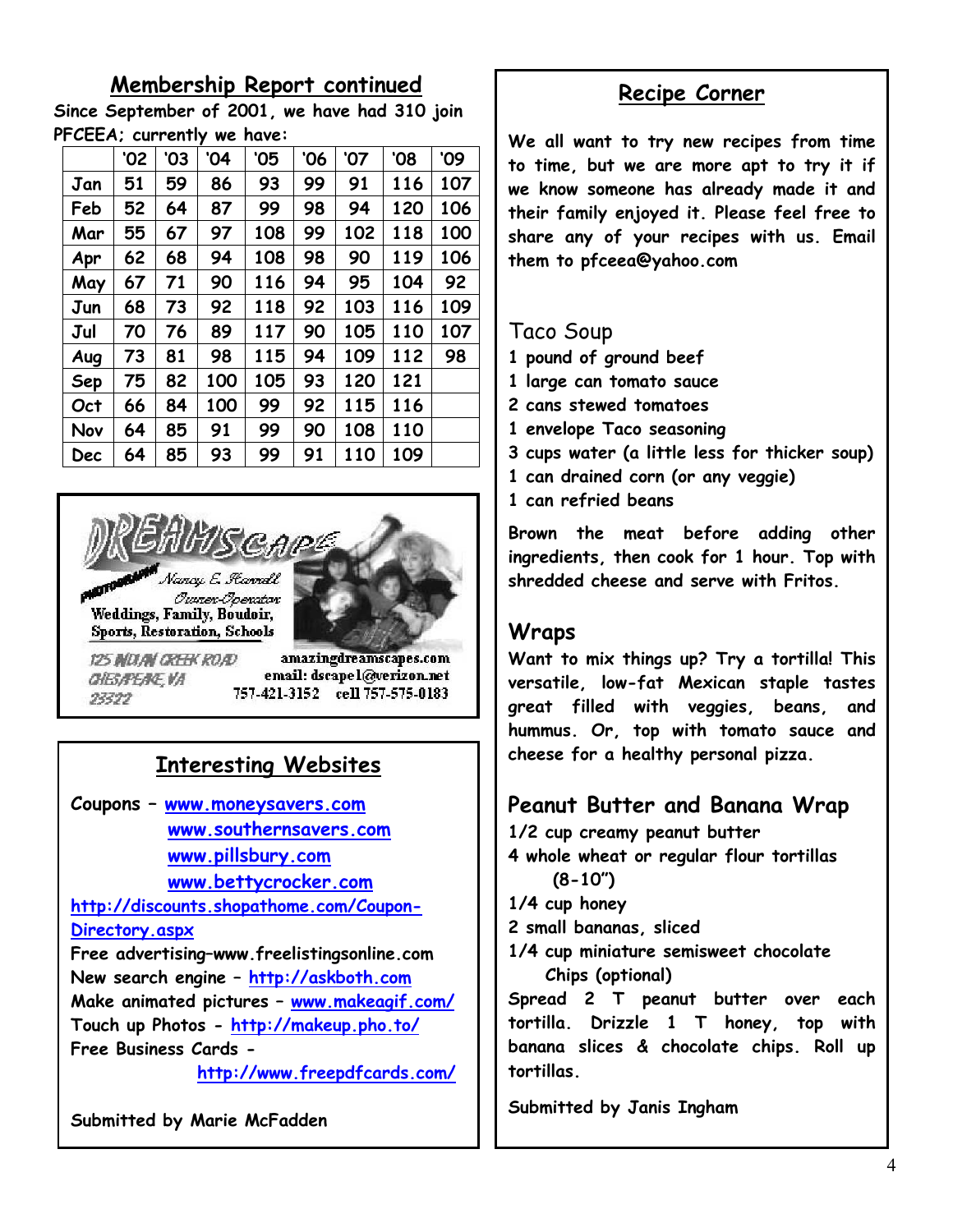## Membership Report continued

**Since September of 2001, we have had 310 join PFCEEA; currently we have:**

| | '02 | '03 | '04 | '05 | '06 | '07 | '08 | '09 |
|---|---|---|---|---|---|---|---|---|
| Jan | 51 | 59 | 86 | 93 | 99 | 91 | 116 | 107 |
| Feb | 52 | 64 | 87 | 99 | 98 | 94 | 120 | 106 |
| Mar | 55 | 67 | 97 | 108 | 99 | 102 | 118 | 100 |
| Apr | 62 | 68 | 94 | 108 | 98 | 90 | 119 | 106 |
| May | 67 | 71 | 90 | 116 | 94 | 95 | 104 | 92 |
| Jun | 68 | 73 | 92 | 118 | 92 | 103 | 116 | 109 |
| Jul | 70 | 76 | 89 | 117 | 90 | 105 | 110 | 107 |
| Aug | 73 | 81 | 98 | 115 | 94 | 109 | 112 | 98 |
| Sep | 75 | 82 | 100 | 105 | 93 | 120 | 121 | |
| Oct | 66 | 84 | 100 | 99 | 92 | 115 | 116 | |
| Nov | 64 | 85 | 91 | 99 | 90 | 108 | 110 | |
| Dec | 64 | 85 | 93 | 99 | 91 | 110 | 109 | |

DREAMSCAPE PHOTOGRAPHY
Nancy E. Harrell
Owner-Operator
Weddings, Family, Boudoir, Sports, Restoration, Schools
125 Indian Creek Road
Chesapeake, VA 23322
amazingdreamscapes.com
email: dscape1@verizon.net
757-421-3152 cell 757-575-0183

## Interesting Websites

**Coupons – www.moneysavers.com**
**www.southernsavers.com**
**www.pillsbury.com**
**www.bettycrocker.com**
**http://discounts.shopathome.com/Coupon-Directory.aspx**

**Free advertising–www.freelistingsonline.com**
**New search engine – http://askboth.com**
**Make animated pictures – www.makeagif.com/**
**Touch up Photos - http://makeup.pho.to/**
**Free Business Cards - http://www.freepdfcards.com/**

**Submitted by Marie McFadden**

## Recipe Corner

**We all want to try new recipes from time to time, but we are more apt to try it if we know someone has already made it and their family enjoyed it. Please feel free to share any of your recipes with us. Email them to pfceea@yahoo.com**

### Taco Soup

**1 pound of ground beef**
**1 large can tomato sauce**
**2 cans stewed tomatoes**
**1 envelope Taco seasoning**
**3 cups water (a little less for thicker soup)**
**1 can drained corn (or any veggie)**
**1 can refried beans**

**Brown the meat before adding other ingredients, then cook for 1 hour. Top with shredded cheese and serve with Fritos.**

### Wraps

**Want to mix things up? Try a tortilla! This versatile, low-fat Mexican staple tastes great filled with veggies, beans, and hummus. Or, top with tomato sauce and cheese for a healthy personal pizza.**

### Peanut Butter and Banana Wrap

**1/2 cup creamy peanut butter**
**4 whole wheat or regular flour tortillas (8-10")**
**1/4 cup honey**
**2 small bananas, sliced**
**1/4 cup miniature semisweet chocolate Chips (optional)**

**Spread 2 T peanut butter over each tortilla. Drizzle 1 T honey, top with banana slices & chocolate chips. Roll up tortillas.**

**Submitted by Janis Ingham**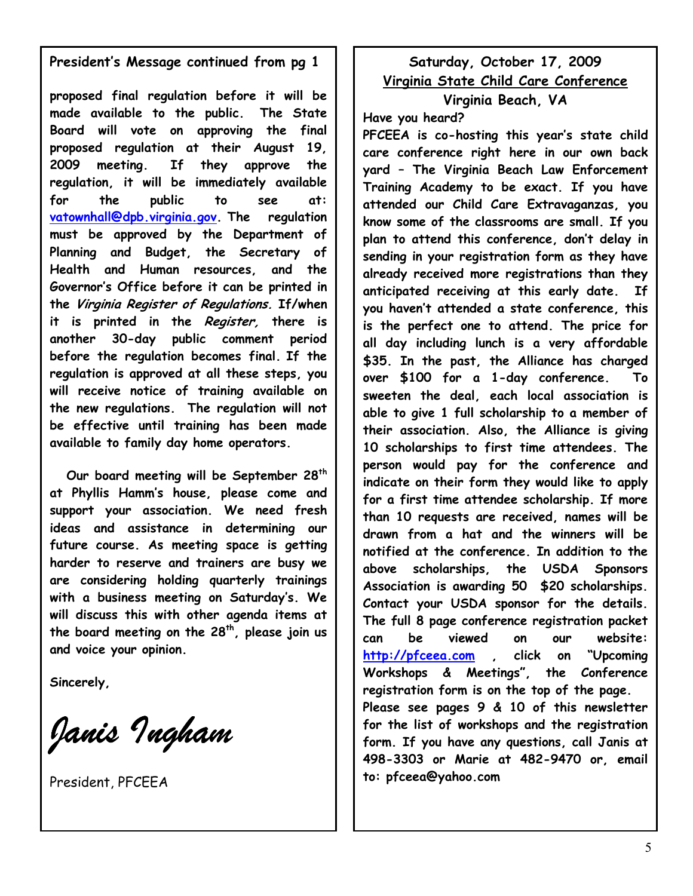## President's Message continued from pg 1

**proposed final regulation before it will be made available to the public. The State Board will vote on approving the final proposed regulation at their August 19, 2009 meeting. If they approve the regulation, it will be immediately available for the public to see at: vatownhall@dpb.virginia.gov. The regulation must be approved by the Department of Planning and Budget, the Secretary of Health and Human resources, and the Governor's Office before it can be printed in the *Virginia Register of Regulations.* If/when it is printed in the *Register,* there is another 30-day public comment period before the regulation becomes final. If the regulation is approved at all these steps, you will receive notice of training available on the new regulations. The regulation will not be effective until training has been made available to family day home operators.**

**Our board meeting will be September 28th at Phyllis Hamm's house, please come and support your association. We need fresh ideas and assistance in determining our future course. As meeting space is getting harder to reserve and trainers are busy we are considering holding quarterly trainings with a business meeting on Saturday's. We will discuss this with other agenda items at the board meeting on the 28th, please join us and voice your opinion.**

**Sincerely,**

*Janis Ingham*

President, PFCEEA

## Saturday, October 17, 2009
## Virginia State Child Care Conference
## Virginia Beach, VA

**Have you heard?**

**PFCEEA is co-hosting this year's state child care conference right here in our own back yard – The Virginia Beach Law Enforcement Training Academy to be exact. If you have attended our Child Care Extravaganzas, you know some of the classrooms are small. If you plan to attend this conference, don't delay in sending in your registration form as they have already received more registrations than they anticipated receiving at this early date. If you haven't attended a state conference, this is the perfect one to attend. The price for all day including lunch is a very affordable $35. In the past, the Alliance has charged over $100 for a 1-day conference. To sweeten the deal, each local association is able to give 1 full scholarship to a member of their association. Also, the Alliance is giving 10 scholarships to first time attendees. The person would pay for the conference and indicate on their form they would like to apply for a first time attendee scholarship. If more than 10 requests are received, names will be drawn from a hat and the winners will be notified at the conference. In addition to the above scholarships, the USDA Sponsors Association is awarding 50 $20 scholarships. Contact your USDA sponsor for the details. The full 8 page conference registration packet can be viewed on our website: http://pfceea.com , click on "Upcoming Workshops & Meetings", the Conference registration form is on the top of the page. Please see pages 9 & 10 of this newsletter for the list of workshops and the registration form. If you have any questions, call Janis at 498-3303 or Marie at 482-9470 or, email to: pfceea@yahoo.com**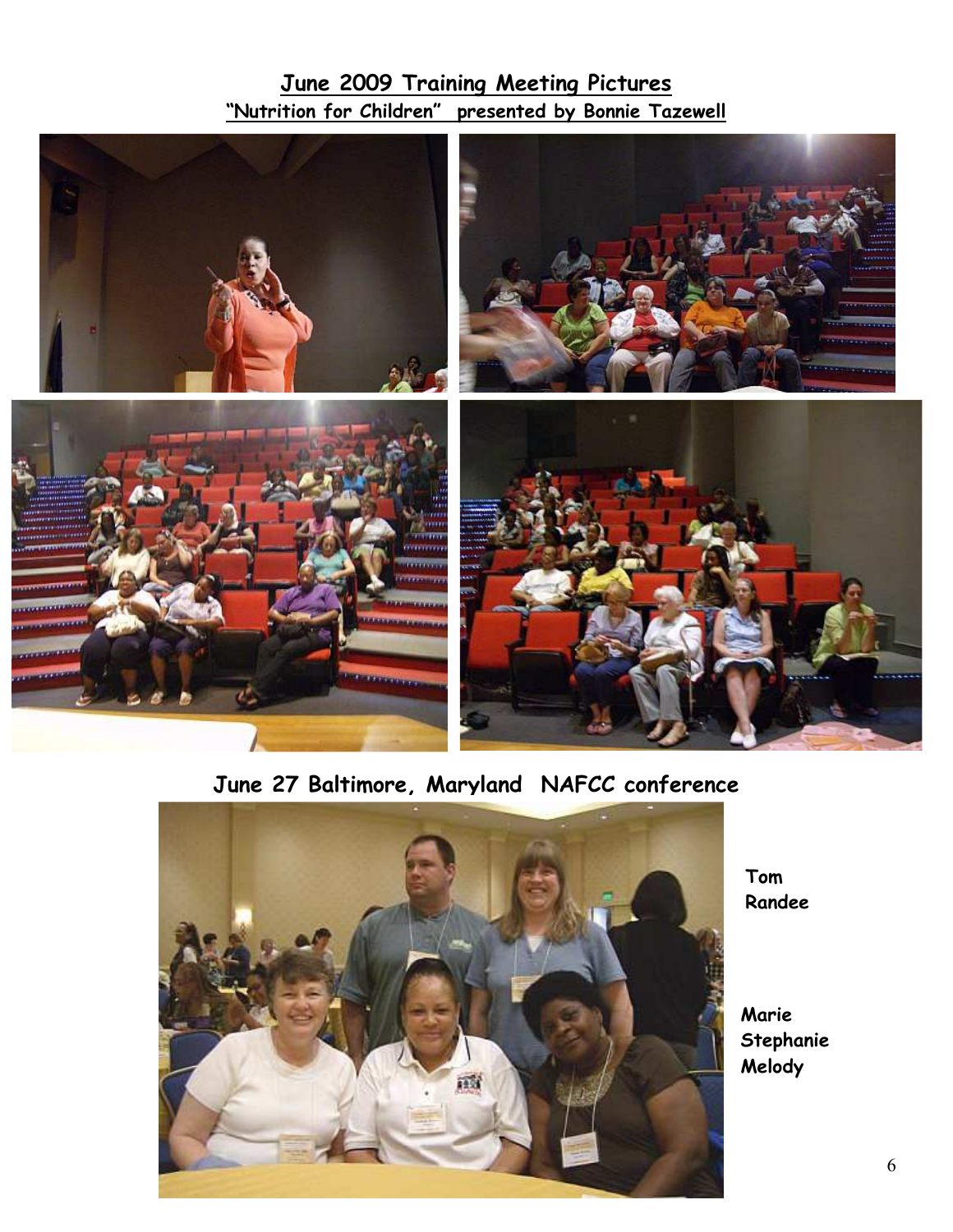## June 2009 Training Meeting Pictures

**"Nutrition for Children" presented by Bonnie Tazewell**

**June 27 Baltimore, Maryland NAFCC conference**

**Tom**
**Randee**

**Marie**
**Stephanie**
**Melody**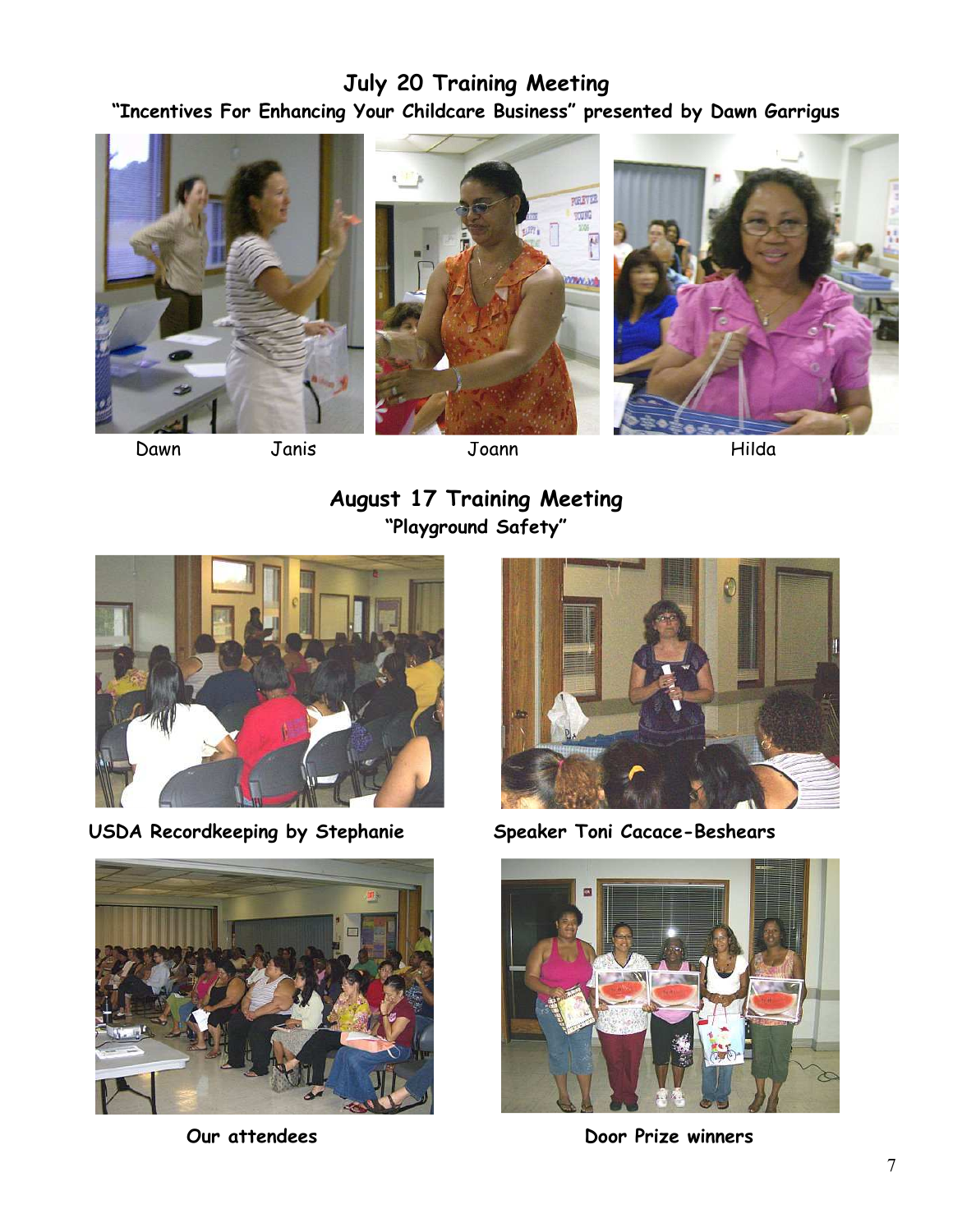## July 20 Training Meeting

**"Incentives For Enhancing Your Childcare Business" presented by Dawn Garrigus**

Dawn Janis Joann Hilda

## August 17 Training Meeting

**"Playground Safety"**

**USDA Recordkeeping by Stephanie**

**Speaker Toni Cacace-Beshears**

**Our attendees**

**Door Prize winners**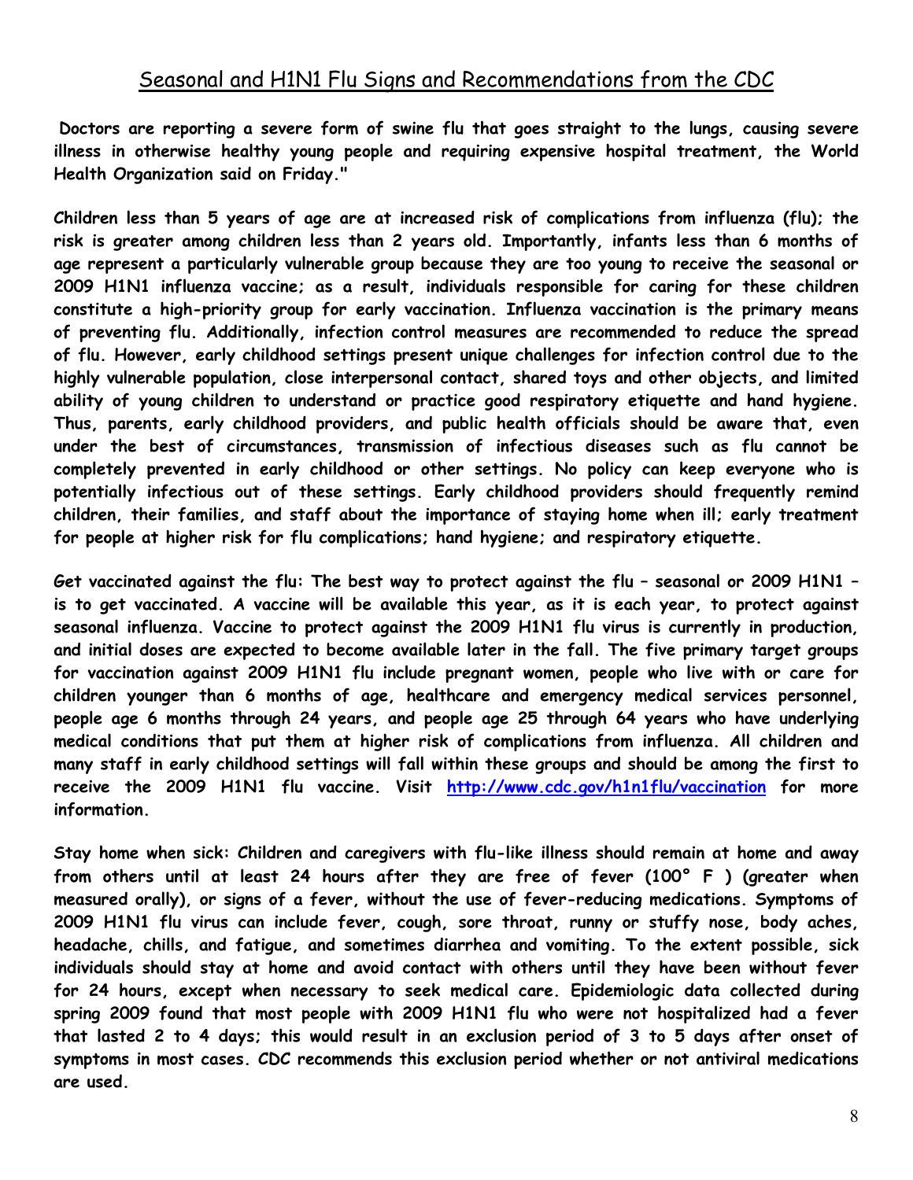## Seasonal and H1N1 Flu Signs and Recommendations from the CDC

**Doctors are reporting a severe form of swine flu that goes straight to the lungs, causing severe illness in otherwise healthy young people and requiring expensive hospital treatment, the World Health Organization said on Friday."**

**Children less than 5 years of age are at increased risk of complications from influenza (flu); the risk is greater among children less than 2 years old. Importantly, infants less than 6 months of age represent a particularly vulnerable group because they are too young to receive the seasonal or 2009 H1N1 influenza vaccine; as a result, individuals responsible for caring for these children constitute a high-priority group for early vaccination. Influenza vaccination is the primary means of preventing flu. Additionally, infection control measures are recommended to reduce the spread of flu. However, early childhood settings present unique challenges for infection control due to the highly vulnerable population, close interpersonal contact, shared toys and other objects, and limited ability of young children to understand or practice good respiratory etiquette and hand hygiene. Thus, parents, early childhood providers, and public health officials should be aware that, even under the best of circumstances, transmission of infectious diseases such as flu cannot be completely prevented in early childhood or other settings. No policy can keep everyone who is potentially infectious out of these settings. Early childhood providers should frequently remind children, their families, and staff about the importance of staying home when ill; early treatment for people at higher risk for flu complications; hand hygiene; and respiratory etiquette.**

**Get vaccinated against the flu: The best way to protect against the flu – seasonal or 2009 H1N1 – is to get vaccinated. A vaccine will be available this year, as it is each year, to protect against seasonal influenza. Vaccine to protect against the 2009 H1N1 flu virus is currently in production, and initial doses are expected to become available later in the fall. The five primary target groups for vaccination against 2009 H1N1 flu include pregnant women, people who live with or care for children younger than 6 months of age, healthcare and emergency medical services personnel, people age 6 months through 24 years, and people age 25 through 64 years who have underlying medical conditions that put them at higher risk of complications from influenza. All children and many staff in early childhood settings will fall within these groups and should be among the first to receive the 2009 H1N1 flu vaccine. Visit [http://www.cdc.gov/h1n1flu/vaccination](http://www.cdc.gov/h1n1flu/vaccination) for more information.**

**Stay home when sick: Children and caregivers with flu-like illness should remain at home and away from others until at least 24 hours after they are free of fever (100° F ) (greater when measured orally), or signs of a fever, without the use of fever-reducing medications. Symptoms of 2009 H1N1 flu virus can include fever, cough, sore throat, runny or stuffy nose, body aches, headache, chills, and fatigue, and sometimes diarrhea and vomiting. To the extent possible, sick individuals should stay at home and avoid contact with others until they have been without fever for 24 hours, except when necessary to seek medical care. Epidemiologic data collected during spring 2009 found that most people with 2009 H1N1 flu who were not hospitalized had a fever that lasted 2 to 4 days; this would result in an exclusion period of 3 to 5 days after onset of symptoms in most cases. CDC recommends this exclusion period whether or not antiviral medications are used.**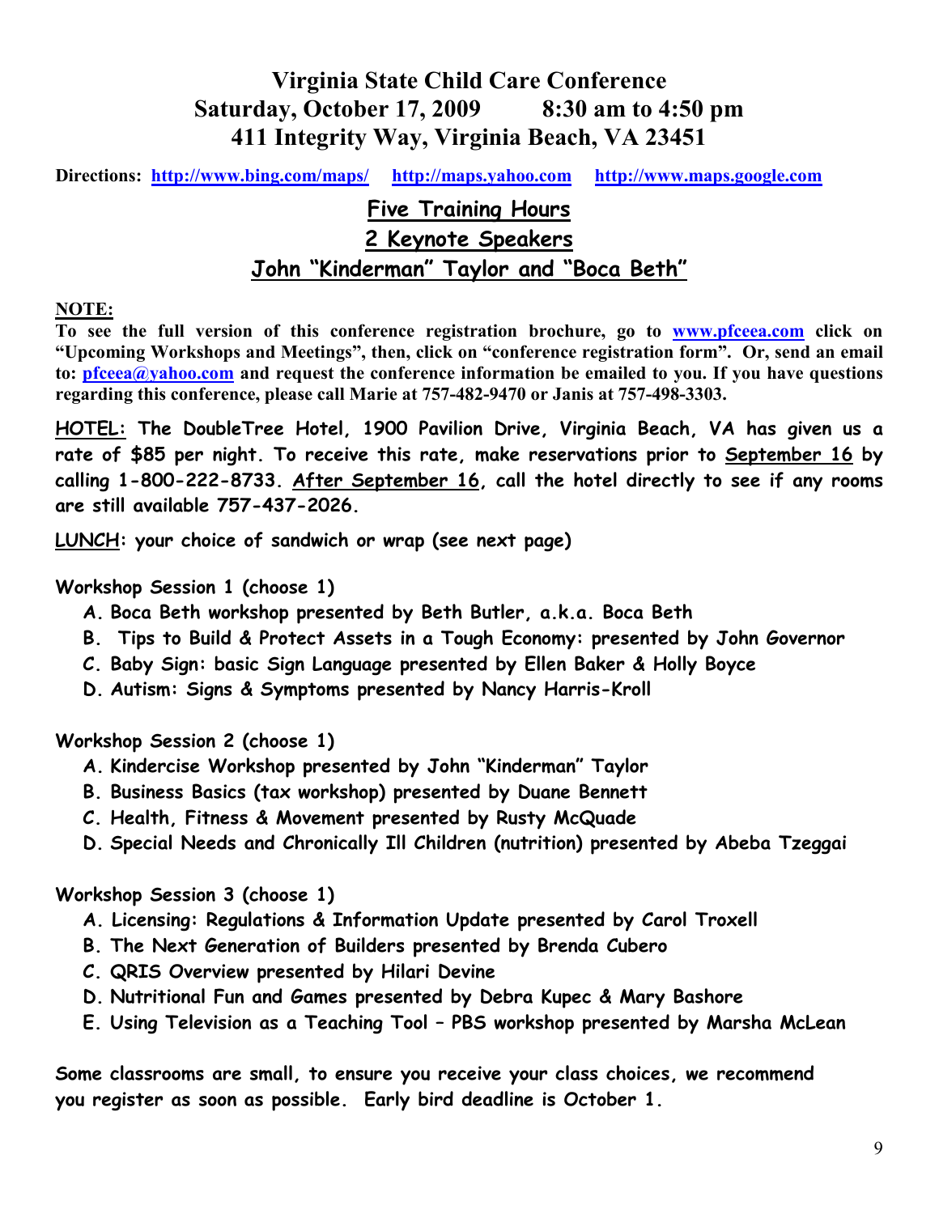# Virginia State Child Care Conference
# Saturday, October 17, 2009 8:30 am to 4:50 pm
# 411 Integrity Way, Virginia Beach, VA 23451

**Directions:** [http://www.bing.com/maps/](http://www.bing.com/maps/) [http://maps.yahoo.com](http://maps.yahoo.com) [http://www.maps.google.com](http://www.maps.google.com)

## Five Training Hours
## 2 Keynote Speakers
## John "Kinderman" Taylor and "Boca Beth"

**NOTE:**

**To see the full version of this conference registration brochure, go to [www.pfceea.com](http://www.pfceea.com) click on "Upcoming Workshops and Meetings", then, click on "conference registration form". Or, send an email to: [pfceea@yahoo.com](mailto:pfceea@yahoo.com) and request the conference information be emailed to you. If you have questions regarding this conference, please call Marie at 757-482-9470 or Janis at 757-498-3303.**

**HOTEL: The DoubleTree Hotel, 1900 Pavilion Drive, Virginia Beach, VA has given us a rate of $85 per night. To receive this rate, make reservations prior to September 16 by calling 1-800-222-8733. After September 16, call the hotel directly to see if any rooms are still available 757-437-2026.**

**LUNCH: your choice of sandwich or wrap (see next page)**

**Workshop Session 1 (choose 1)**

- **A. Boca Beth workshop presented by Beth Butler, a.k.a. Boca Beth**
- **B. Tips to Build & Protect Assets in a Tough Economy: presented by John Governor**
- **C. Baby Sign: basic Sign Language presented by Ellen Baker & Holly Boyce**
- **D. Autism: Signs & Symptoms presented by Nancy Harris-Kroll**

**Workshop Session 2 (choose 1)**

- **A. Kindercise Workshop presented by John "Kinderman" Taylor**
- **B. Business Basics (tax workshop) presented by Duane Bennett**
- **C. Health, Fitness & Movement presented by Rusty McQuade**
- **D. Special Needs and Chronically Ill Children (nutrition) presented by Abeba Tzeggai**

**Workshop Session 3 (choose 1)**

- **A. Licensing: Regulations & Information Update presented by Carol Troxell**
- **B. The Next Generation of Builders presented by Brenda Cubero**
- **C. QRIS Overview presented by Hilari Devine**
- **D. Nutritional Fun and Games presented by Debra Kupec & Mary Bashore**
- **E. Using Television as a Teaching Tool – PBS workshop presented by Marsha McLean**

**Some classrooms are small, to ensure you receive your class choices, we recommend you register as soon as possible. Early bird deadline is October 1.**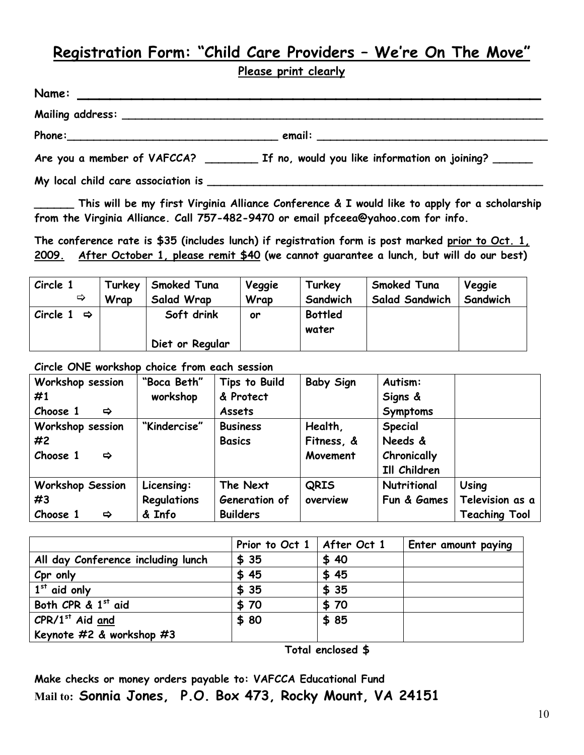## Registration Form: "Child Care Providers – We're On The Move"

**Please print clearly**

**Name:** ______________________________________________

**Mailing address:** ______________________________________________

**Phone:**______________________________ **email:** ______________________________

**Are you a member of VAFCCA?** ________ **If no, would you like information on joining?** ______

**My local child care association is** ______________________________________________

**______ This will be my first Virginia Alliance Conference & I would like to apply for a scholarship from the Virginia Alliance. Call 757-482-9470 or email pfceea@yahoo.com for info.**

**The conference rate is $35 (includes lunch) if registration form is post marked prior to Oct. 1, 2009. After October 1, please remit $40 (we cannot guarantee a lunch, but will do our best)**

| | | | | | | |
|---|---|---|---|---|---|---|
| Circle 1 ⇨ | Turkey Wrap | Smoked Tuna Salad Wrap | Veggie Wrap | Turkey Sandwich | Smoked Tuna Salad Sandwich | Veggie Sandwich |
| Circle 1 ⇨ | | Soft drink<br><br>Diet or Regular | or | Bottled water | | |

**Circle ONE workshop choice from each session**

| | | | | | |
|---|---|---|---|---|---|
| Workshop session #1<br>Choose 1 ⇨ | "Boca Beth" workshop | Tips to Build & Protect Assets | Baby Sign | Autism: Signs & Symptoms | |
| Workshop session #2<br>Choose 1 ⇨ | "Kindercise" | Business Basics | Health, Fitness, & Movement | Special Needs & Chronically Ill Children | |
| Workshop Session #3<br>Choose 1 ⇨ | Licensing: Regulations & Info | The Next Generation of Builders | QRIS overview | Nutritional Fun & Games | Using Television as a Teaching Tool |

| | Prior to Oct 1 | After Oct 1 | Enter amount paying |
|---|---|---|---|
| All day Conference including lunch | $ 35 | $ 40 | |
| Cpr only | $ 45 | $ 45 | |
| 1st aid only | $ 35 | $ 35 | |
| Both CPR & 1st aid | $ 70 | $ 70 | |
| CPR/1st Aid and Keynote #2 & workshop #3 | $ 80 | $ 85 | |

**Total enclosed $**

**Make checks or money orders payable to: VAFCCA Educational Fund**

**Mail to: Sonnia Jones, P.O. Box 473, Rocky Mount, VA 24151**